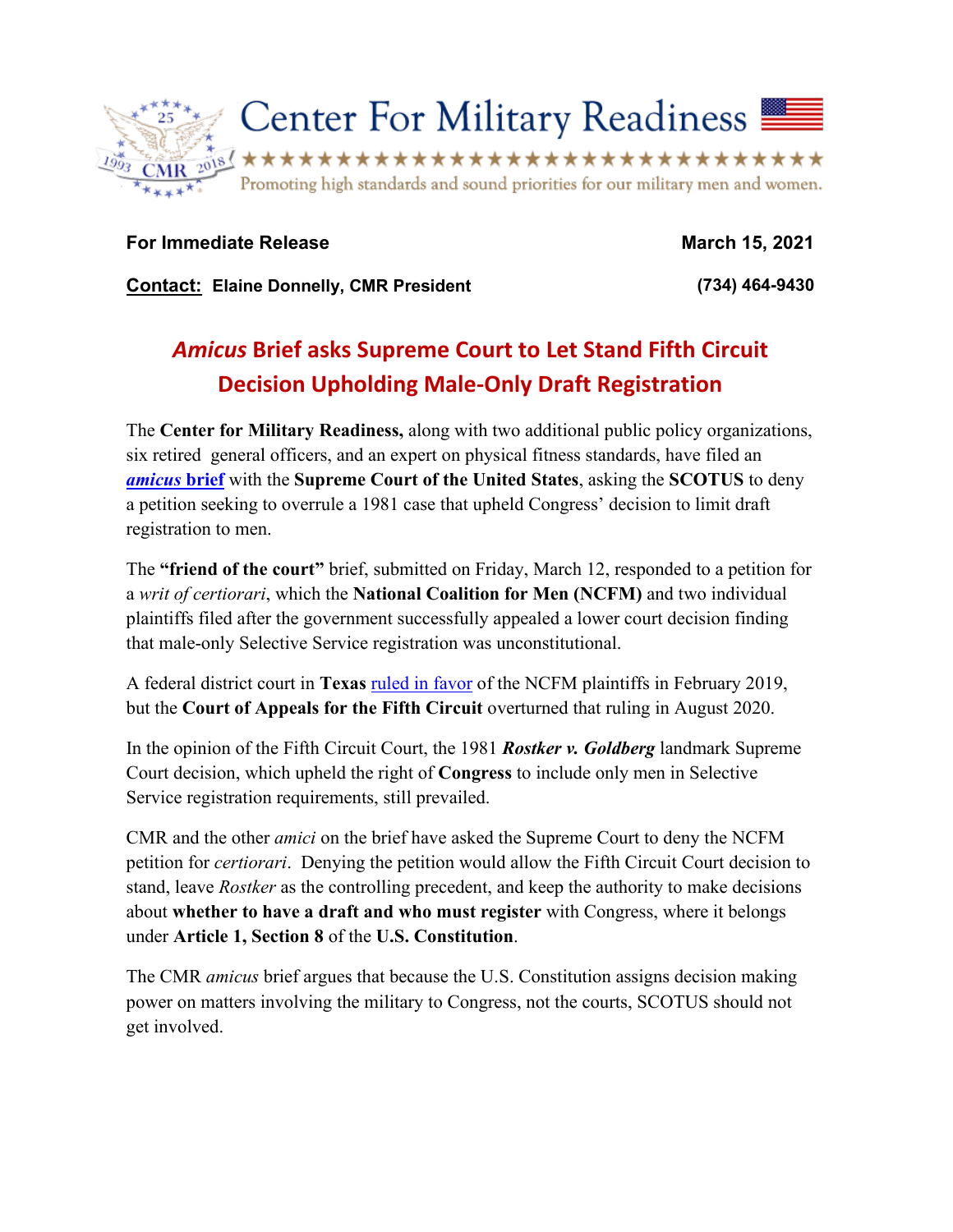Center For Military Readiness

Promoting high standards and sound priorities for our military men and women.

**For Immediate Release** **March 15, 2021**

**Contact: Elaine Donnelly, CMR President** **(734) 464-9430**

# *Amicus* Brief asks Supreme Court to Let Stand Fifth Circuit Decision Upholding Male-Only Draft Registration

The **Center for Military Readiness,** along with two additional public policy organizations, six retired general officers, and an expert on physical fitness standards, have filed an ***amicus* brief** with the **Supreme Court of the United States**, asking the **SCOTUS** to deny a petition seeking to overrule a 1981 case that upheld Congress' decision to limit draft registration to men.

The **"friend of the court"** brief, submitted on Friday, March 12, responded to a petition for a *writ of certiorari*, which the **National Coalition for Men (NCFM)** and two individual plaintiffs filed after the government successfully appealed a lower court decision finding that male-only Selective Service registration was unconstitutional.

A federal district court in **Texas** ruled in favor of the NCFM plaintiffs in February 2019, but the **Court of Appeals for the Fifth Circuit** overturned that ruling in August 2020.

In the opinion of the Fifth Circuit Court, the 1981 ***Rostker v. Goldberg*** landmark Supreme Court decision, which upheld the right of **Congress** to include only men in Selective Service registration requirements, still prevailed.

CMR and the other *amici* on the brief have asked the Supreme Court to deny the NCFM petition for *certiorari*. Denying the petition would allow the Fifth Circuit Court decision to stand, leave *Rostker* as the controlling precedent, and keep the authority to make decisions about **whether to have a draft and who must register** with Congress, where it belongs under **Article 1, Section 8** of the **U.S. Constitution**.

The CMR *amicus* brief argues that because the U.S. Constitution assigns decision making power on matters involving the military to Congress, not the courts, SCOTUS should not get involved.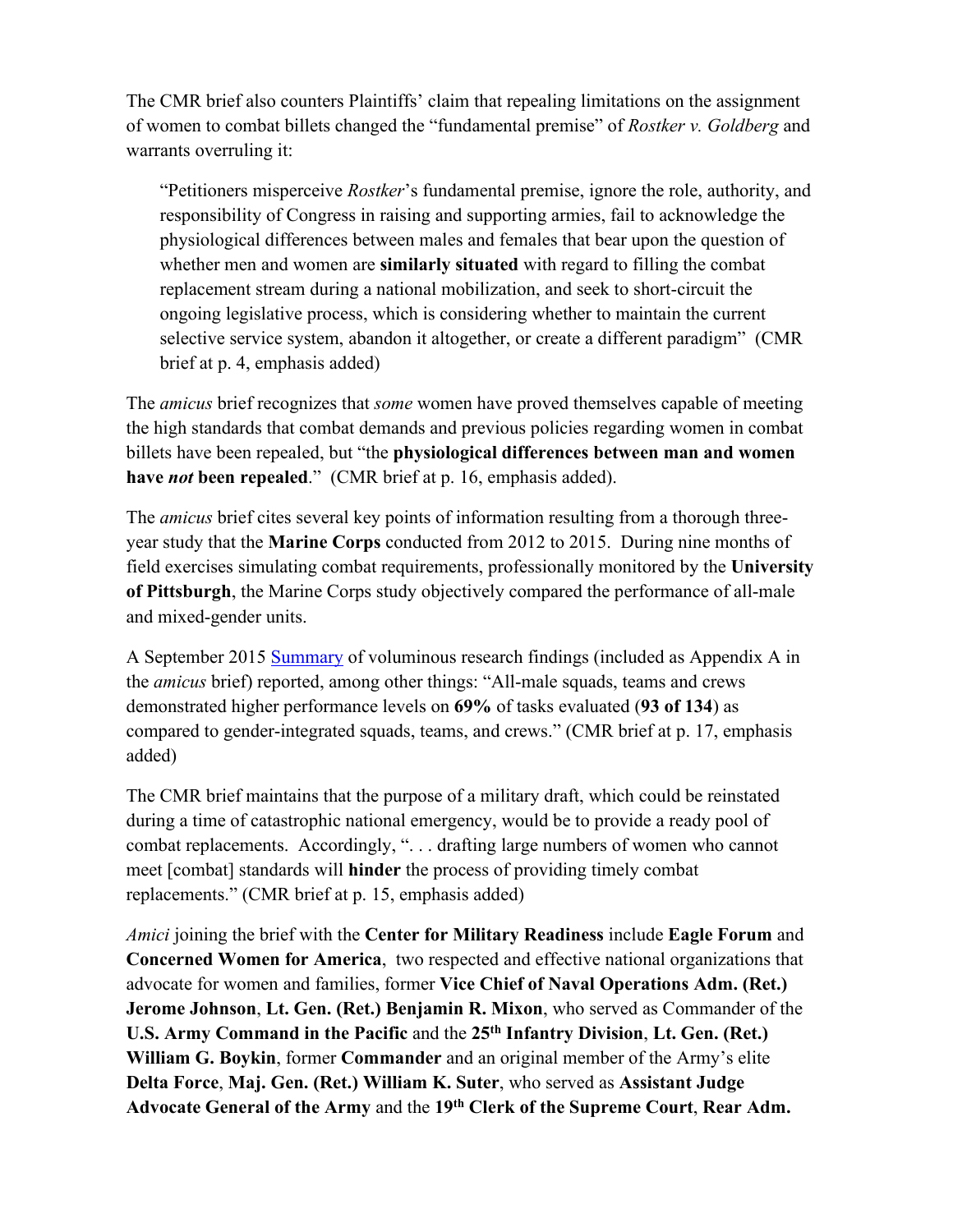The CMR brief also counters Plaintiffs' claim that repealing limitations on the assignment of women to combat billets changed the "fundamental premise" of *Rostker v. Goldberg* and warrants overruling it:

> "Petitioners misperceive *Rostker*'s fundamental premise, ignore the role, authority, and responsibility of Congress in raising and supporting armies, fail to acknowledge the physiological differences between males and females that bear upon the question of whether men and women are **similarly situated** with regard to filling the combat replacement stream during a national mobilization, and seek to short-circuit the ongoing legislative process, which is considering whether to maintain the current selective service system, abandon it altogether, or create a different paradigm" (CMR brief at p. 4, emphasis added)

The *amicus* brief recognizes that *some* women have proved themselves capable of meeting the high standards that combat demands and previous policies regarding women in combat billets have been repealed, but "the **physiological differences between man and women have *not* been repealed**." (CMR brief at p. 16, emphasis added).

The *amicus* brief cites several key points of information resulting from a thorough three-year study that the **Marine Corps** conducted from 2012 to 2015. During nine months of field exercises simulating combat requirements, professionally monitored by the **University of Pittsburgh**, the Marine Corps study objectively compared the performance of all-male and mixed-gender units.

A September 2015 Summary of voluminous research findings (included as Appendix A in the *amicus* brief) reported, among other things: "All-male squads, teams and crews demonstrated higher performance levels on **69%** of tasks evaluated (**93 of 134**) as compared to gender-integrated squads, teams, and crews." (CMR brief at p. 17, emphasis added)

The CMR brief maintains that the purpose of a military draft, which could be reinstated during a time of catastrophic national emergency, would be to provide a ready pool of combat replacements. Accordingly, ". . . drafting large numbers of women who cannot meet [combat] standards will **hinder** the process of providing timely combat replacements." (CMR brief at p. 15, emphasis added)

*Amici* joining the brief with the **Center for Military Readiness** include **Eagle Forum** and **Concerned Women for America**, two respected and effective national organizations that advocate for women and families, former **Vice Chief of Naval Operations Adm. (Ret.) Jerome Johnson**, **Lt. Gen. (Ret.) Benjamin R. Mixon**, who served as Commander of the **U.S. Army Command in the Pacific** and the **25th Infantry Division**, **Lt. Gen. (Ret.) William G. Boykin**, former **Commander** and an original member of the Army's elite **Delta Force**, **Maj. Gen. (Ret.) William K. Suter**, who served as **Assistant Judge Advocate General of the Army** and the **19th Clerk of the Supreme Court**, **Rear Adm.**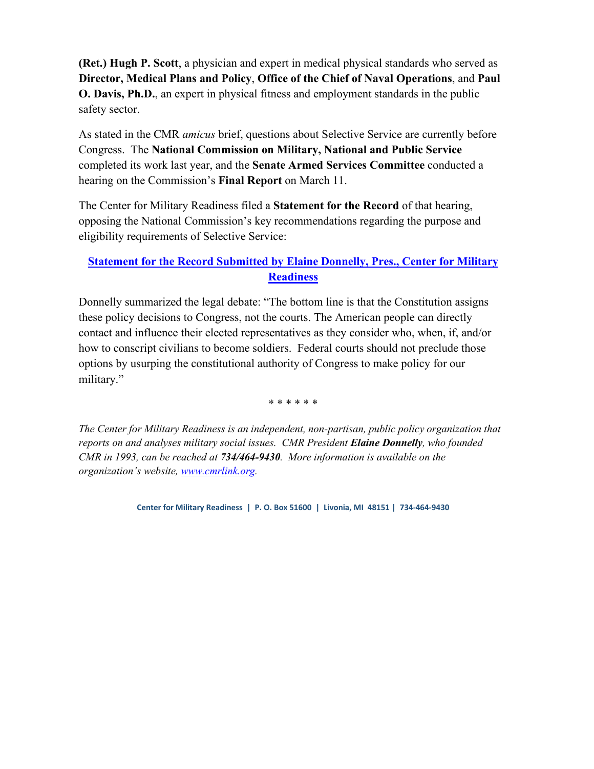**(Ret.) Hugh P. Scott**, a physician and expert in medical physical standards who served as **Director, Medical Plans and Policy**, **Office of the Chief of Naval Operations**, and **Paul O. Davis, Ph.D.**, an expert in physical fitness and employment standards in the public safety sector.

As stated in the CMR *amicus* brief, questions about Selective Service are currently before Congress. The **National Commission on Military, National and Public Service** completed its work last year, and the **Senate Armed Services Committee** conducted a hearing on the Commission's **Final Report** on March 11.

The Center for Military Readiness filed a **Statement for the Record** of that hearing, opposing the National Commission's key recommendations regarding the purpose and eligibility requirements of Selective Service:

**Statement for the Record Submitted by Elaine Donnelly, Pres., Center for Military Readiness**

Donnelly summarized the legal debate: "The bottom line is that the Constitution assigns these policy decisions to Congress, not the courts. The American people can directly contact and influence their elected representatives as they consider who, when, if, and/or how to conscript civilians to become soldiers. Federal courts should not preclude those options by usurping the constitutional authority of Congress to make policy for our military."

\* \* \* \* \* \*

*The Center for Military Readiness is an independent, non-partisan, public policy organization that reports on and analyses military social issues. CMR President **Elaine Donnelly**, who founded CMR in 1993, can be reached at **734/464-9430**. More information is available on the organization's website, www.cmrlink.org.*

**Center for Military Readiness | P. O. Box 51600 | Livonia, MI 48151 | 734-464-9430**